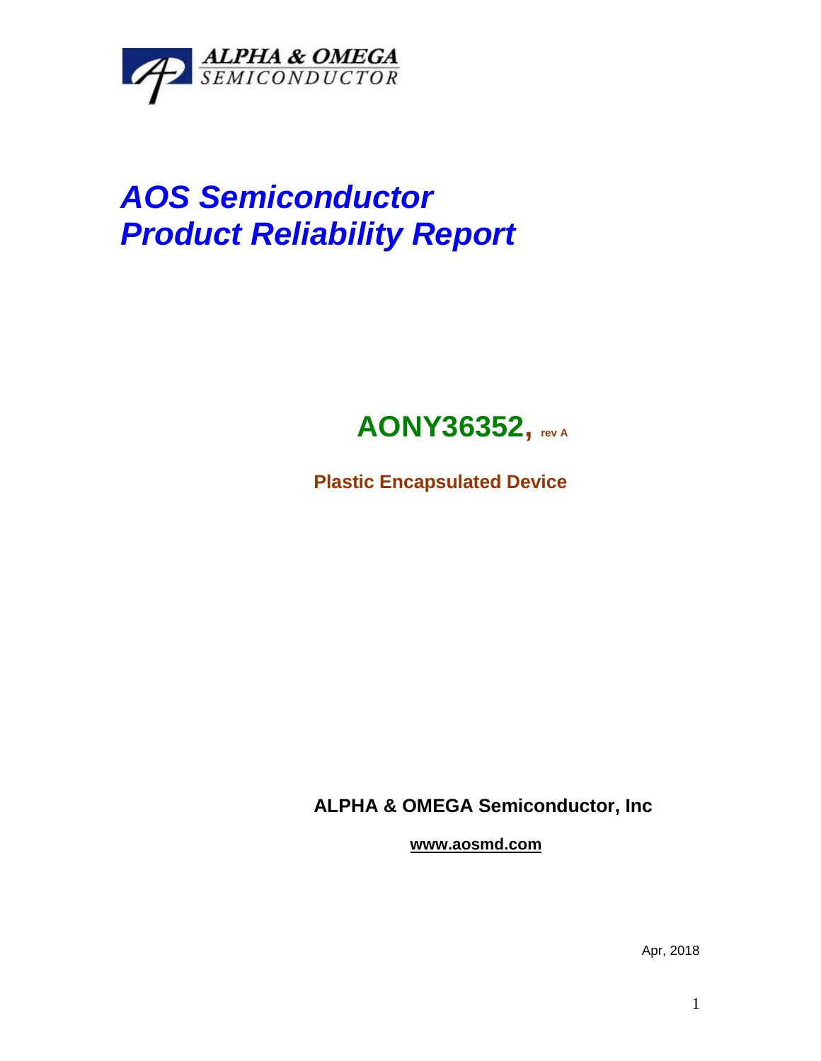ALPHA & OMEGA
SEMICONDUCTOR

# *AOS Semiconductor*
# *Product Reliability Report*

## AONY36352, rev A

**Plastic Encapsulated Device**

**ALPHA & OMEGA Semiconductor, Inc**

**www.aosmd.com**

Apr, 2018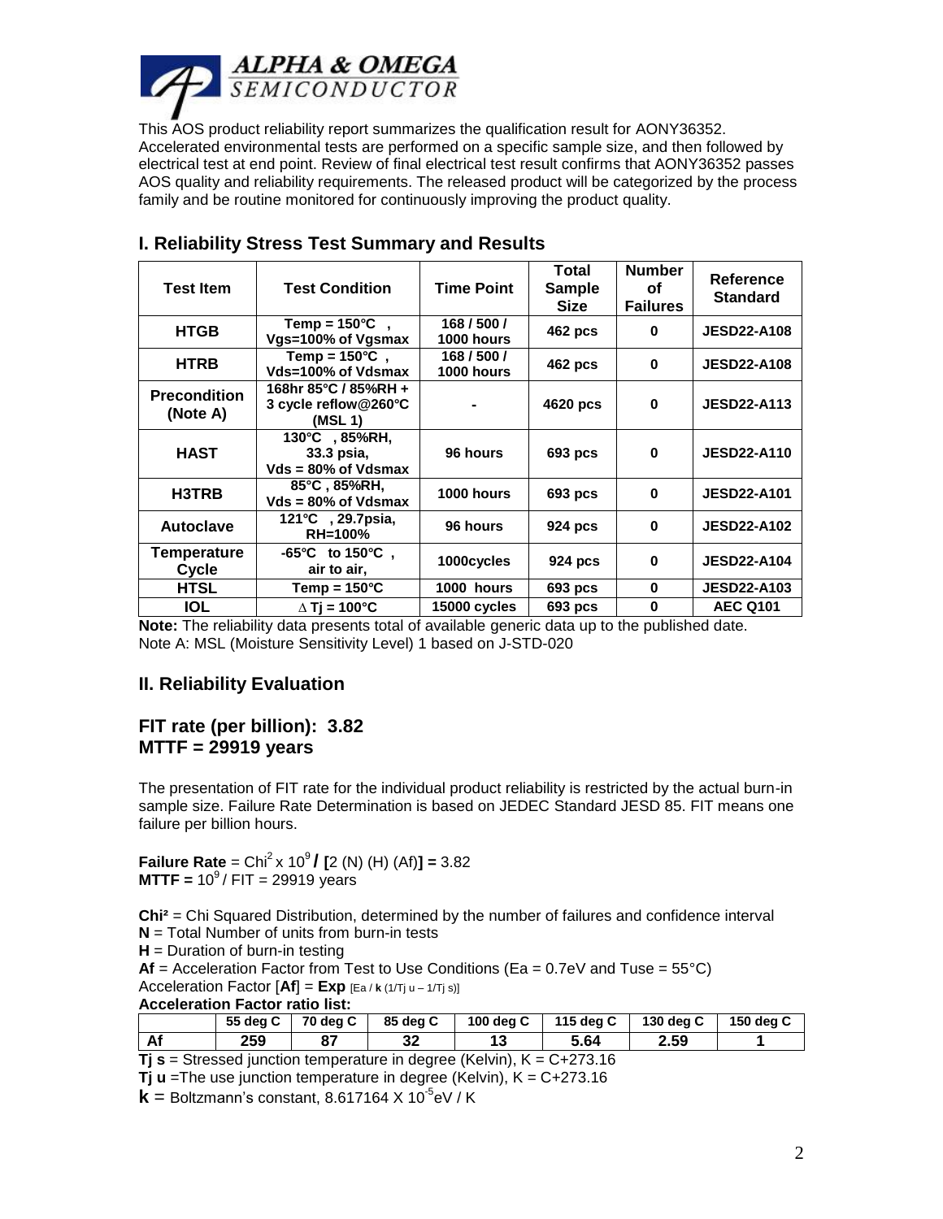This AOS product reliability report summarizes the qualification result for AONY36352. Accelerated environmental tests are performed on a specific sample size, and then followed by electrical test at end point. Review of final electrical test result confirms that AONY36352 passes AOS quality and reliability requirements. The released product will be categorized by the process family and be routine monitored for continuously improving the product quality.

## I. Reliability Stress Test Summary and Results

| Test Item | Test Condition | Time Point | Total Sample Size | Number of Failures | Reference Standard |
|---|---|---|---|---|---|
| HTGB | Temp = 150°C , Vgs=100% of Vgsmax | 168 / 500 / 1000 hours | 462 pcs | 0 | JESD22-A108 |
| HTRB | Temp = 150°C , Vds=100% of Vdsmax | 168 / 500 / 1000 hours | 462 pcs | 0 | JESD22-A108 |
| Precondition (Note A) | 168hr 85°C / 85%RH + 3 cycle reflow@260°C (MSL 1) | - | 4620 pcs | 0 | JESD22-A113 |
| HAST | 130°C , 85%RH, 33.3 psia, Vds = 80% of Vdsmax | 96 hours | 693 pcs | 0 | JESD22-A110 |
| H3TRB | 85°C , 85%RH, Vds = 80% of Vdsmax | 1000 hours | 693 pcs | 0 | JESD22-A101 |
| Autoclave | 121°C , 29.7psia, RH=100% | 96 hours | 924 pcs | 0 | JESD22-A102 |
| Temperature Cycle | -65°C to 150°C , air to air, | 1000cycles | 924 pcs | 0 | JESD22-A104 |
| HTSL | Temp = 150°C | 1000 hours | 693 pcs | 0 | JESD22-A103 |
| IOL | $\Delta$ Tj = 100°C | 15000 cycles | 693 pcs | 0 | AEC Q101 |

**Note:** The reliability data presents total of available generic data up to the published date.
Note A: MSL (Moisture Sensitivity Level) 1 based on J-STD-020

## II. Reliability Evaluation

### FIT rate (per billion): 3.82
### MTTF = 29919 years

The presentation of FIT rate for the individual product reliability is restricted by the actual burn-in sample size. Failure Rate Determination is based on JEDEC Standard JESD 85. FIT means one failure per billion hours.

**Failure Rate** = $Chi^2 \times 10^9$ **/ [**2 (N) (H) (Af)**] =** 3.82
**MTTF =** $10^9$ / FIT = 29919 years

**Chi²** = Chi Squared Distribution, determined by the number of failures and confidence interval
**N** = Total Number of units from burn-in tests
**H** = Duration of burn-in testing
**Af** = Acceleration Factor from Test to Use Conditions (Ea = 0.7eV and Tuse = 55°C)
Acceleration Factor [**Af**] = **Exp** [Ea / **k** (1/Tj u – 1/Tj s)]
**Acceleration Factor ratio list:**

| | 55 deg C | 70 deg C | 85 deg C | 100 deg C | 115 deg C | 130 deg C | 150 deg C |
|---|---|---|---|---|---|---|---|
| Af | 259 | 87 | 32 | 13 | 5.64 | 2.59 | 1 |

**Tj s** = Stressed junction temperature in degree (Kelvin), K = C+273.16
**Tj u** =The use junction temperature in degree (Kelvin), K = C+273.16
**k** = Boltzmann's constant, 8.617164 X $10^{-5}$eV / K